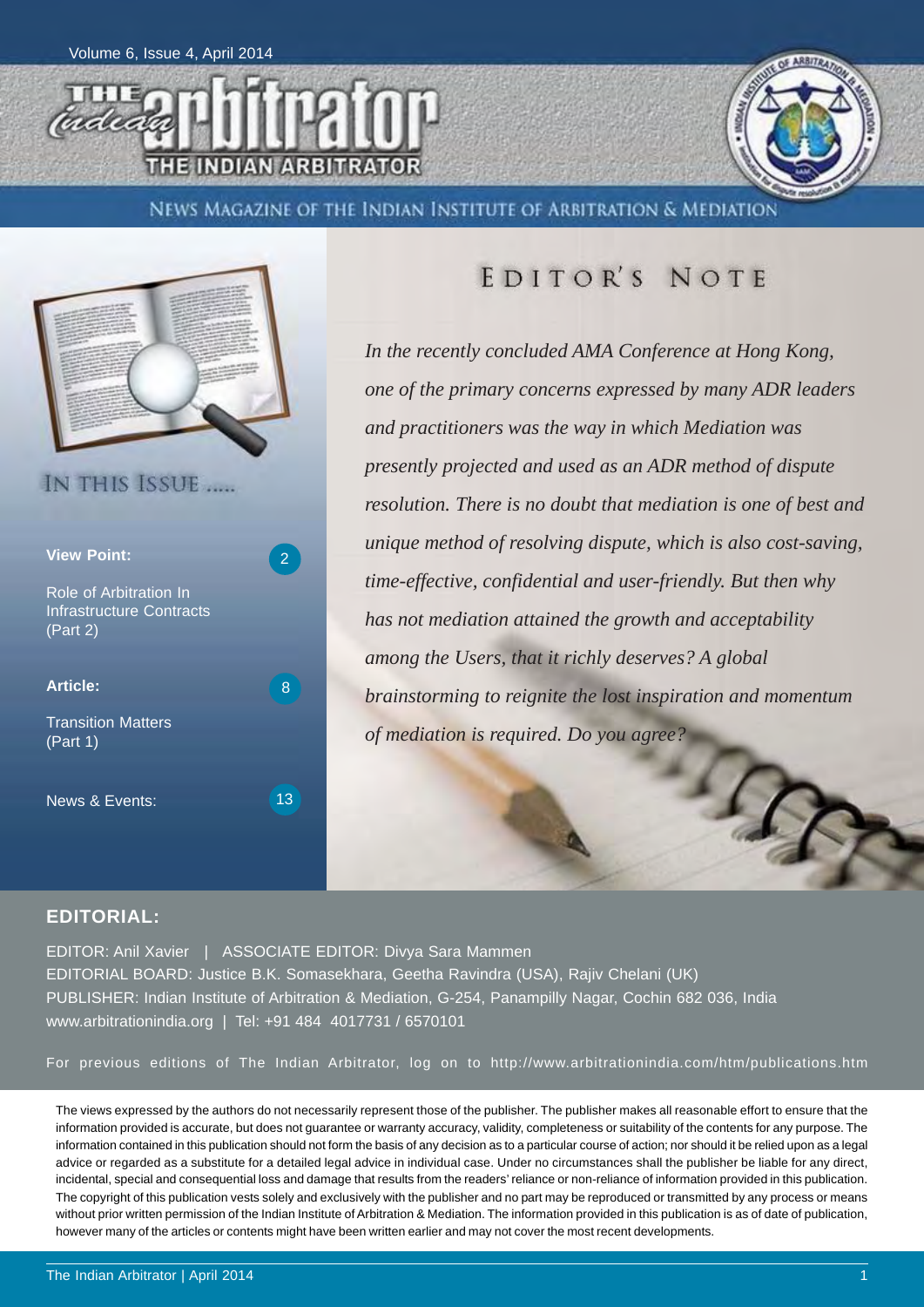Volume 6, Issue 4, April 2014

# THE Indian arbitrator

## THE INDIAN ARBITRATOR

NEWS MAGAZINE OF THE INDIAN INSTITUTE OF ARBITRATION & MEDIATION

## IN THIS ISSUE .....

**View Point:** 2

Role of Arbitration In Infrastructure Contracts (Part 2)

**Article:** 8

Transition Matters (Part 1)

News & Events: 13

## EDITOR'S NOTE

*In the recently concluded AMA Conference at Hong Kong, one of the primary concerns expressed by many ADR leaders and practitioners was the way in which Mediation was presently projected and used as an ADR method of dispute resolution. There is no doubt that mediation is one of best and unique method of resolving dispute, which is also cost-saving, time-effective, confidential and user-friendly. But then why has not mediation attained the growth and acceptability among the Users, that it richly deserves? A global brainstorming to reignite the lost inspiration and momentum of mediation is required. Do you agree?*

### EDITORIAL:

EDITOR: Anil Xavier | ASSOCIATE EDITOR: Divya Sara Mammen

EDITORIAL BOARD: Justice B.K. Somasekhara, Geetha Ravindra (USA), Rajiv Chelani (UK)

PUBLISHER: Indian Institute of Arbitration & Mediation, G-254, Panampilly Nagar, Cochin 682 036, India

www.arbitrationindia.org | Tel: +91 484 4017731 / 6570101

For previous editions of The Indian Arbitrator, log on to http://www.arbitrationindia.com/htm/publications.htm

The views expressed by the authors do not necessarily represent those of the publisher. The publisher makes all reasonable effort to ensure that the information provided is accurate, but does not guarantee or warranty accuracy, validity, completeness or suitability of the contents for any purpose. The information contained in this publication should not form the basis of any decision as to a particular course of action; nor should it be relied upon as a legal advice or regarded as a substitute for a detailed legal advice in individual case. Under no circumstances shall the publisher be liable for any direct, incidental, special and consequential loss and damage that results from the readers' reliance or non-reliance of information provided in this publication. The copyright of this publication vests solely and exclusively with the publisher and no part may be reproduced or transmitted by any process or means without prior written permission of the Indian Institute of Arbitration & Mediation. The information provided in this publication is as of date of publication, however many of the articles or contents might have been written earlier and may not cover the most recent developments.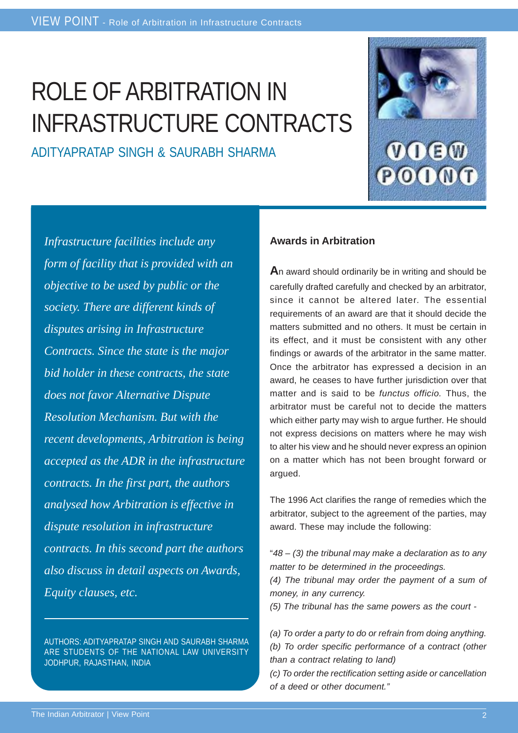# ROLE OF ARBITRATION IN INFRASTRUCTURE CONTRACTS

ADITYAPRATAP SINGH & SAURABH SHARMA

*Infrastructure facilities include any form of facility that is provided with an objective to be used by public or the society. There are different kinds of disputes arising in Infrastructure Contracts. Since the state is the major bid holder in these contracts, the state does not favor Alternative Dispute Resolution Mechanism. But with the recent developments, Arbitration is being accepted as the ADR in the infrastructure contracts. In the first part, the authors analysed how Arbitration is effective in dispute resolution in infrastructure contracts. In this second part the authors also discuss in detail aspects on Awards, Equity clauses, etc.*

AUTHORS: ADITYAPRATAP SINGH AND SAURABH SHARMA ARE STUDENTS OF THE NATIONAL LAW UNIVERSITY JODHPUR, RAJASTHAN, INDIA

**Awards in Arbitration**

An award should ordinarily be in writing and should be carefully drafted carefully and checked by an arbitrator, since it cannot be altered later. The essential requirements of an award are that it should decide the matters submitted and no others. It must be certain in its effect, and it must be consistent with any other findings or awards of the arbitrator in the same matter. Once the arbitrator has expressed a decision in an award, he ceases to have further jurisdiction over that matter and is said to be *functus officio.* Thus, the arbitrator must be careful not to decide the matters which either party may wish to argue further. He should not express decisions on matters where he may wish to alter his view and he should never express an opinion on a matter which has not been brought forward or argued.

The 1996 Act clarifies the range of remedies which the arbitrator, subject to the agreement of the parties, may award. These may include the following:

"*48 – (3) the tribunal may make a declaration as to any matter to be determined in the proceedings.*
*(4) The tribunal may order the payment of a sum of money, in any currency.*
*(5) The tribunal has the same powers as the court -*

*(a) To order a party to do or refrain from doing anything.*
*(b) To order specific performance of a contract (other than a contract relating to land)*
*(c) To order the rectification setting aside or cancellation of a deed or other document."*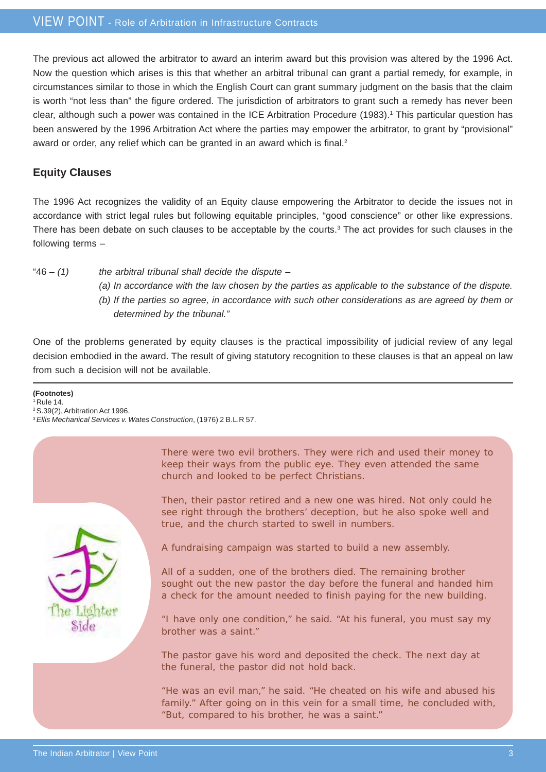The previous act allowed the arbitrator to award an interim award but this provision was altered by the 1996 Act. Now the question which arises is this that whether an arbitral tribunal can grant a partial remedy, for example, in circumstances similar to those in which the English Court can grant summary judgment on the basis that the claim is worth "not less than" the figure ordered. The jurisdiction of arbitrators to grant such a remedy has never been clear, although such a power was contained in the ICE Arbitration Procedure (1983).[1] This particular question has been answered by the 1996 Arbitration Act where the parties may empower the arbitrator, to grant by "provisional" award or order, any relief which can be granted in an award which is final.[2]

## Equity Clauses

The 1996 Act recognizes the validity of an Equity clause empowering the Arbitrator to decide the issues not in accordance with strict legal rules but following equitable principles, "good conscience" or other like expressions. There has been debate on such clauses to be acceptable by the courts.[3] The act provides for such clauses in the following terms –

"46 – *(1)* *the arbitral tribunal shall decide the dispute –*

*(a) In accordance with the law chosen by the parties as applicable to the substance of the dispute.*

*(b) If the parties so agree, in accordance with such other considerations as are agreed by them or determined by the tribunal."*

One of the problems generated by equity clauses is the practical impossibility of judicial review of any legal decision embodied in the award. The result of giving statutory recognition to these clauses is that an appeal on law from such a decision will not be available.

**(Footnotes)**

[1] Rule 14.

[2] S.39(2), Arbitration Act 1996.

[3] *Ellis Mechanical Services v. Wates Construction*, (1976) 2 B.L.R 57.

The Lighter Side

There were two evil brothers. They were rich and used their money to keep their ways from the public eye. They even attended the same church and looked to be perfect Christians.

Then, their pastor retired and a new one was hired. Not only could he see right through the brothers' deception, but he also spoke well and true, and the church started to swell in numbers.

A fundraising campaign was started to build a new assembly.

All of a sudden, one of the brothers died. The remaining brother sought out the new pastor the day before the funeral and handed him a check for the amount needed to finish paying for the new building.

"I have only one condition," he said. "At his funeral, you must say my brother was a saint."

The pastor gave his word and deposited the check. The next day at the funeral, the pastor did not hold back.

"He was an evil man," he said. "He cheated on his wife and abused his family." After going on in this vein for a small time, he concluded with, "But, compared to his brother, he was a saint."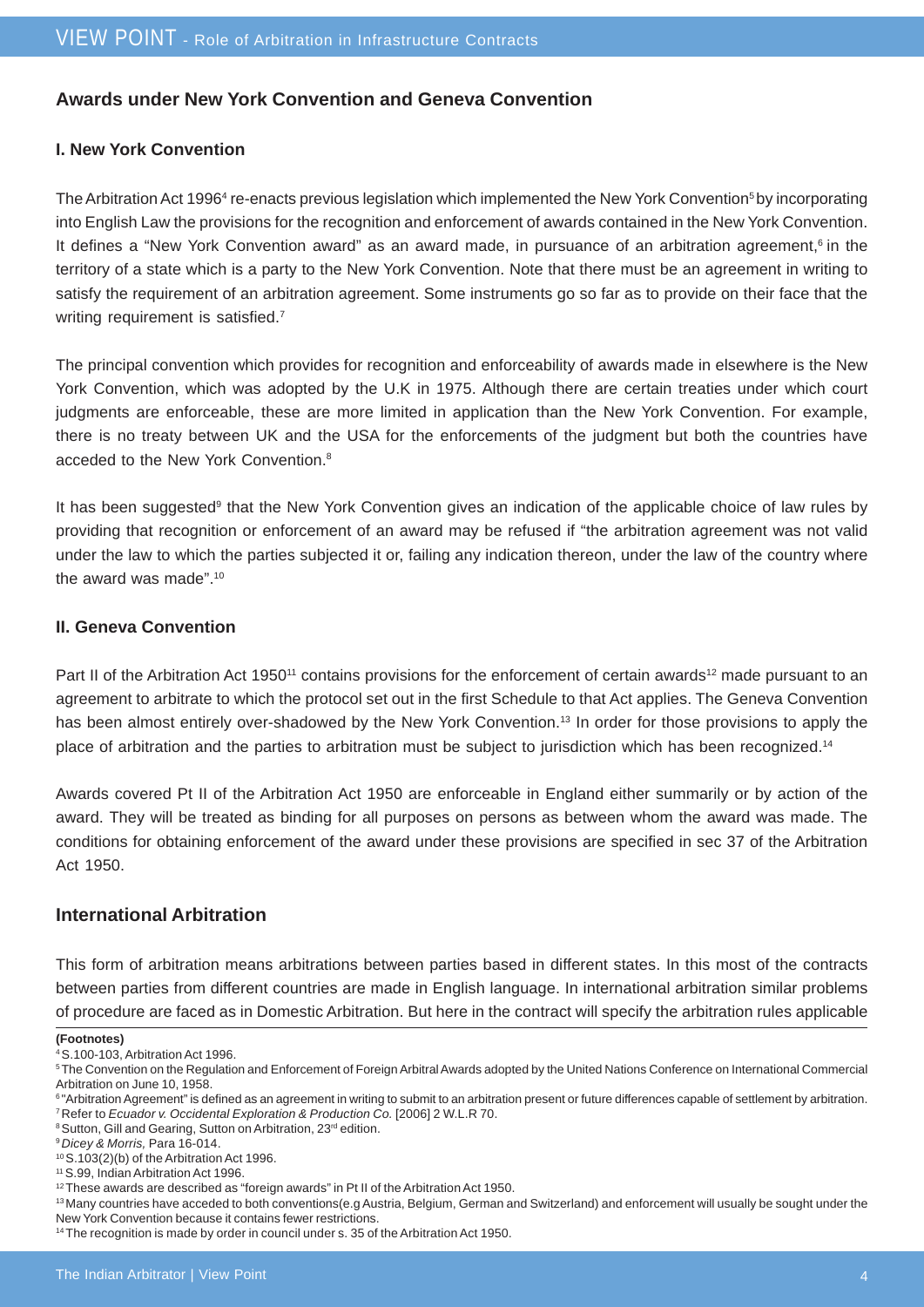## Awards under New York Convention and Geneva Convention

### I. New York Convention

The Arbitration Act 1996[4] re-enacts previous legislation which implemented the New York Convention[5] by incorporating into English Law the provisions for the recognition and enforcement of awards contained in the New York Convention. It defines a "New York Convention award" as an award made, in pursuance of an arbitration agreement,[6] in the territory of a state which is a party to the New York Convention. Note that there must be an agreement in writing to satisfy the requirement of an arbitration agreement. Some instruments go so far as to provide on their face that the writing requirement is satisfied.[7]

The principal convention which provides for recognition and enforceability of awards made in elsewhere is the New York Convention, which was adopted by the U.K in 1975. Although there are certain treaties under which court judgments are enforceable, these are more limited in application than the New York Convention. For example, there is no treaty between UK and the USA for the enforcements of the judgment but both the countries have acceded to the New York Convention.[8]

It has been suggested[9] that the New York Convention gives an indication of the applicable choice of law rules by providing that recognition or enforcement of an award may be refused if "the arbitration agreement was not valid under the law to which the parties subjected it or, failing any indication thereon, under the law of the country where the award was made".[10]

### II. Geneva Convention

Part II of the Arbitration Act 1950[11] contains provisions for the enforcement of certain awards[12] made pursuant to an agreement to arbitrate to which the protocol set out in the first Schedule to that Act applies. The Geneva Convention has been almost entirely over-shadowed by the New York Convention.[13] In order for those provisions to apply the place of arbitration and the parties to arbitration must be subject to jurisdiction which has been recognized.[14]

Awards covered Pt II of the Arbitration Act 1950 are enforceable in England either summarily or by action of the award. They will be treated as binding for all purposes on persons as between whom the award was made. The conditions for obtaining enforcement of the award under these provisions are specified in sec 37 of the Arbitration Act 1950.

## International Arbitration

This form of arbitration means arbitrations between parties based in different states. In this most of the contracts between parties from different countries are made in English language. In international arbitration similar problems of procedure are faced as in Domestic Arbitration. But here in the contract will specify the arbitration rules applicable

**(Footnotes)**

[4] S.100-103, Arbitration Act 1996.

[5] The Convention on the Regulation and Enforcement of Foreign Arbitral Awards adopted by the United Nations Conference on International Commercial Arbitration on June 10, 1958.

[6] "Arbitration Agreement" is defined as an agreement in writing to submit to an arbitration present or future differences capable of settlement by arbitration.

[7] Refer to *Ecuador v. Occidental Exploration & Production Co.* [2006] 2 W.L.R 70.

[8] Sutton, Gill and Gearing, Sutton on Arbitration, 23rd edition.

[9] *Dicey & Morris,* Para 16-014.

[10] S.103(2)(b) of the Arbitration Act 1996.

[11] S.99, Indian Arbitration Act 1996.

[12] These awards are described as "foreign awards" in Pt II of the Arbitration Act 1950.

[13] Many countries have acceded to both conventions(e.g Austria, Belgium, German and Switzerland) and enforcement will usually be sought under the New York Convention because it contains fewer restrictions.

[14] The recognition is made by order in council under s. 35 of the Arbitration Act 1950.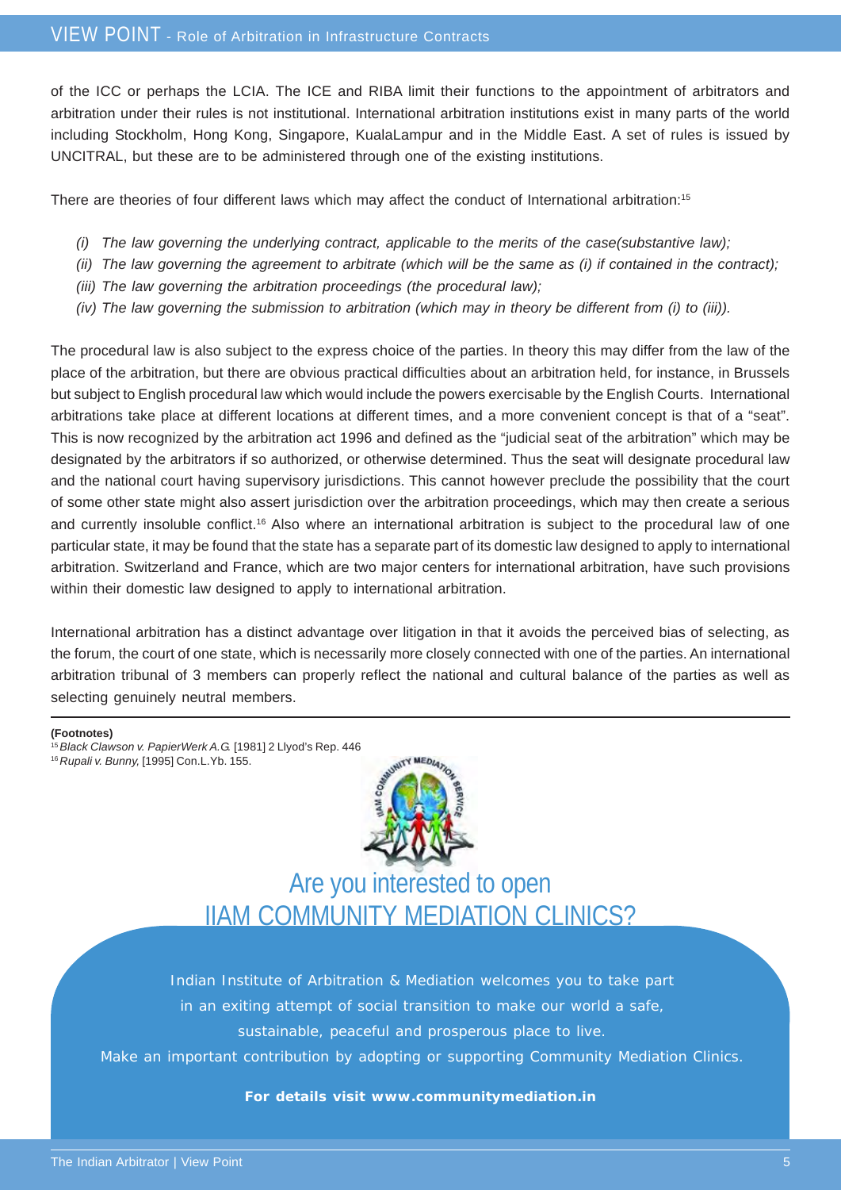of the ICC or perhaps the LCIA. The ICE and RIBA limit their functions to the appointment of arbitrators and arbitration under their rules is not institutional. International arbitration institutions exist in many parts of the world including Stockholm, Hong Kong, Singapore, KualaLampur and in the Middle East. A set of rules is issued by UNCITRAL, but these are to be administered through one of the existing institutions.

There are theories of four different laws which may affect the conduct of International arbitration:[15]

- *(i) The law governing the underlying contract, applicable to the merits of the case(substantive law);*
- *(ii) The law governing the agreement to arbitrate (which will be the same as (i) if contained in the contract);*
- *(iii) The law governing the arbitration proceedings (the procedural law);*
- *(iv) The law governing the submission to arbitration (which may in theory be different from (i) to (iii)).*

The procedural law is also subject to the express choice of the parties. In theory this may differ from the law of the place of the arbitration, but there are obvious practical difficulties about an arbitration held, for instance, in Brussels but subject to English procedural law which would include the powers exercisable by the English Courts. International arbitrations take place at different locations at different times, and a more convenient concept is that of a "seat". This is now recognized by the arbitration act 1996 and defined as the "judicial seat of the arbitration" which may be designated by the arbitrators if so authorized, or otherwise determined. Thus the seat will designate procedural law and the national court having supervisory jurisdictions. This cannot however preclude the possibility that the court of some other state might also assert jurisdiction over the arbitration proceedings, which may then create a serious and currently insoluble conflict.[16] Also where an international arbitration is subject to the procedural law of one particular state, it may be found that the state has a separate part of its domestic law designed to apply to international arbitration. Switzerland and France, which are two major centers for international arbitration, have such provisions within their domestic law designed to apply to international arbitration.

International arbitration has a distinct advantage over litigation in that it avoids the perceived bias of selecting, as the forum, the court of one state, which is necessarily more closely connected with one of the parties. An international arbitration tribunal of 3 members can properly reflect the national and cultural balance of the parties as well as selecting genuinely neutral members.

---

**(Footnotes)**

[15] *Black Clawson v. PapierWerk A.G.* [1981] 2 Llyod's Rep. 446

[16] *Rupali v. Bunny,* [1995] Con.L.Yb. 155.

## Are you interested to open IIAM COMMUNITY MEDIATION CLINICS?

Indian Institute of Arbitration & Mediation welcomes you to take part in an exiting attempt of social transition to make our world a safe, sustainable, peaceful and prosperous place to live.

Make an important contribution by adopting or supporting Community Mediation Clinics.

**For details visit www.communitymediation.in**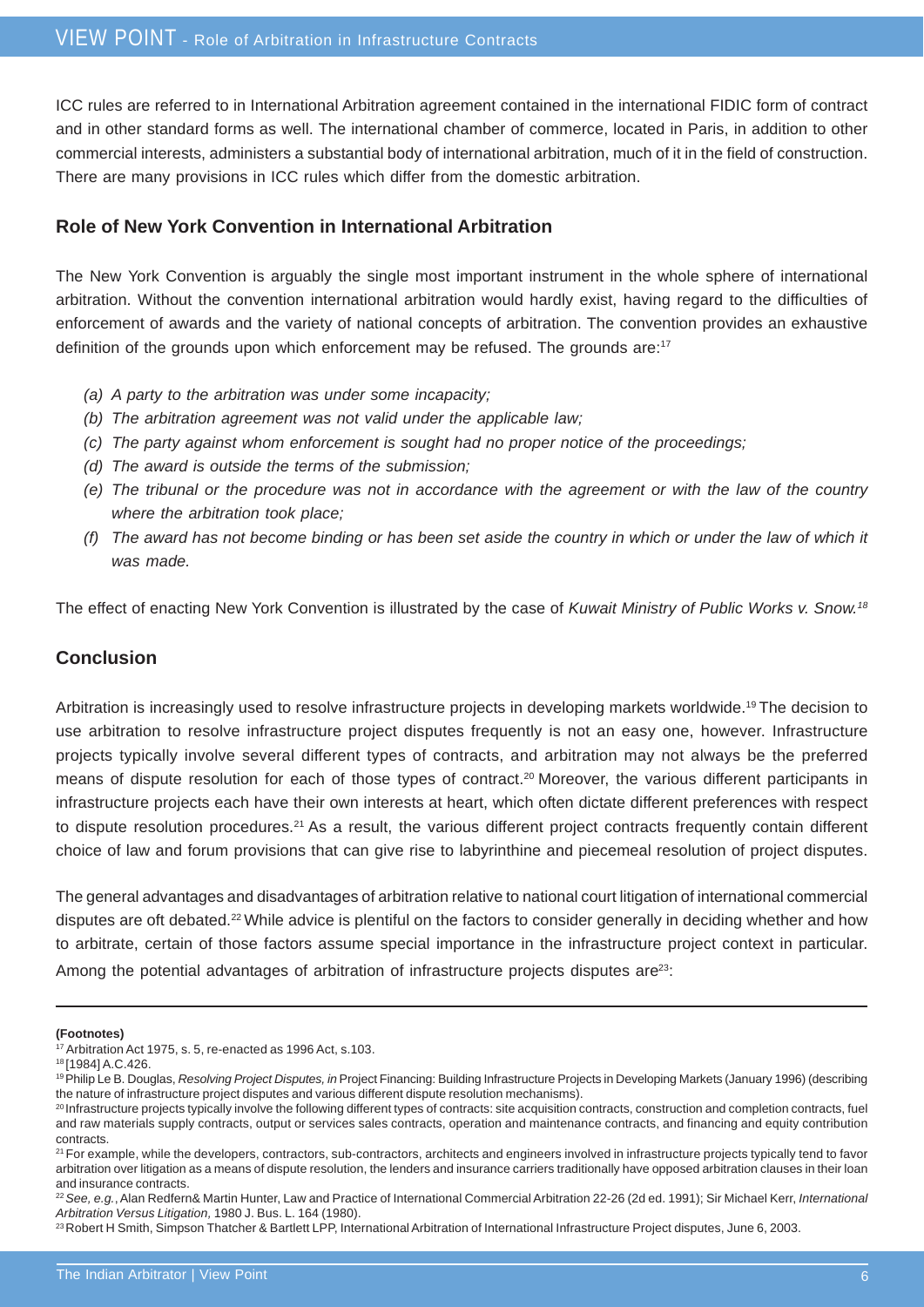ICC rules are referred to in International Arbitration agreement contained in the international FIDIC form of contract and in other standard forms as well. The international chamber of commerce, located in Paris, in addition to other commercial interests, administers a substantial body of international arbitration, much of it in the field of construction. There are many provisions in ICC rules which differ from the domestic arbitration.

### Role of New York Convention in International Arbitration

The New York Convention is arguably the single most important instrument in the whole sphere of international arbitration. Without the convention international arbitration would hardly exist, having regard to the difficulties of enforcement of awards and the variety of national concepts of arbitration. The convention provides an exhaustive definition of the grounds upon which enforcement may be refused. The grounds are:[17]

- *(a) A party to the arbitration was under some incapacity;*
- *(b) The arbitration agreement was not valid under the applicable law;*
- *(c) The party against whom enforcement is sought had no proper notice of the proceedings;*
- *(d) The award is outside the terms of the submission;*
- *(e) The tribunal or the procedure was not in accordance with the agreement or with the law of the country where the arbitration took place;*
- *(f) The award has not become binding or has been set aside the country in which or under the law of which it was made.*

The effect of enacting New York Convention is illustrated by the case of *Kuwait Ministry of Public Works v. Snow.*[18]

## Conclusion

Arbitration is increasingly used to resolve infrastructure projects in developing markets worldwide.[19] The decision to use arbitration to resolve infrastructure project disputes frequently is not an easy one, however. Infrastructure projects typically involve several different types of contracts, and arbitration may not always be the preferred means of dispute resolution for each of those types of contract.[20] Moreover, the various different participants in infrastructure projects each have their own interests at heart, which often dictate different preferences with respect to dispute resolution procedures.[21] As a result, the various different project contracts frequently contain different choice of law and forum provisions that can give rise to labyrinthine and piecemeal resolution of project disputes.

The general advantages and disadvantages of arbitration relative to national court litigation of international commercial disputes are oft debated.[22] While advice is plentiful on the factors to consider generally in deciding whether and how to arbitrate, certain of those factors assume special importance in the infrastructure project context in particular. Among the potential advantages of arbitration of infrastructure projects disputes are[23]:

---

**(Footnotes)**

[17] Arbitration Act 1975, s. 5, re-enacted as 1996 Act, s.103.

[18] [1984] A.C.426.

[19] Philip Le B. Douglas, *Resolving Project Disputes, in* Project Financing: Building Infrastructure Projects in Developing Markets (January 1996) (describing the nature of infrastructure project disputes and various different dispute resolution mechanisms).

[20] Infrastructure projects typically involve the following different types of contracts: site acquisition contracts, construction and completion contracts, fuel and raw materials supply contracts, output or services sales contracts, operation and maintenance contracts, and financing and equity contribution contracts.

[21] For example, while the developers, contractors, sub-contractors, architects and engineers involved in infrastructure projects typically tend to favor arbitration over litigation as a means of dispute resolution, the lenders and insurance carriers traditionally have opposed arbitration clauses in their loan and insurance contracts.

[22] *See, e.g.*, Alan Redfern& Martin Hunter, Law and Practice of International Commercial Arbitration 22-26 (2d ed. 1991); Sir Michael Kerr, *International Arbitration Versus Litigation,* 1980 J. Bus. L. 164 (1980).

[23] Robert H Smith, Simpson Thatcher & Bartlett LPP, International Arbitration of International Infrastructure Project disputes, June 6, 2003.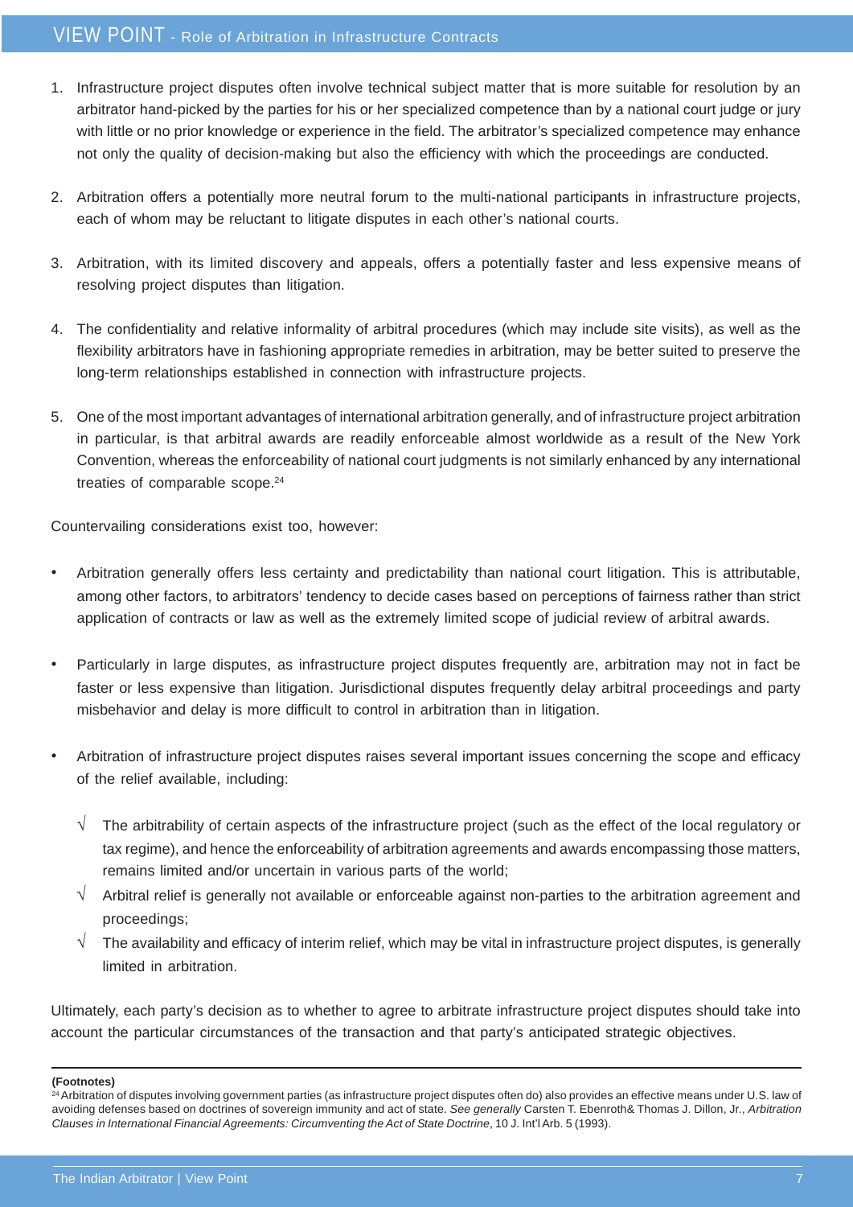1. Infrastructure project disputes often involve technical subject matter that is more suitable for resolution by an arbitrator hand-picked by the parties for his or her specialized competence than by a national court judge or jury with little or no prior knowledge or experience in the field. The arbitrator's specialized competence may enhance not only the quality of decision-making but also the efficiency with which the proceedings are conducted.

2. Arbitration offers a potentially more neutral forum to the multi-national participants in infrastructure projects, each of whom may be reluctant to litigate disputes in each other's national courts.

3. Arbitration, with its limited discovery and appeals, offers a potentially faster and less expensive means of resolving project disputes than litigation.

4. The confidentiality and relative informality of arbitral procedures (which may include site visits), as well as the flexibility arbitrators have in fashioning appropriate remedies in arbitration, may be better suited to preserve the long-term relationships established in connection with infrastructure projects.

5. One of the most important advantages of international arbitration generally, and of infrastructure project arbitration in particular, is that arbitral awards are readily enforceable almost worldwide as a result of the New York Convention, whereas the enforceability of national court judgments is not similarly enhanced by any international treaties of comparable scope.[24]

Countervailing considerations exist too, however:

- Arbitration generally offers less certainty and predictability than national court litigation. This is attributable, among other factors, to arbitrators' tendency to decide cases based on perceptions of fairness rather than strict application of contracts or law as well as the extremely limited scope of judicial review of arbitral awards.

- Particularly in large disputes, as infrastructure project disputes frequently are, arbitration may not in fact be faster or less expensive than litigation. Jurisdictional disputes frequently delay arbitral proceedings and party misbehavior and delay is more difficult to control in arbitration than in litigation.

- Arbitration of infrastructure project disputes raises several important issues concerning the scope and efficacy of the relief available, including:

  - √ The arbitrability of certain aspects of the infrastructure project (such as the effect of the local regulatory or tax regime), and hence the enforceability of arbitration agreements and awards encompassing those matters, remains limited and/or uncertain in various parts of the world;
  - √ Arbitral relief is generally not available or enforceable against non-parties to the arbitration agreement and proceedings;
  - √ The availability and efficacy of interim relief, which may be vital in infrastructure project disputes, is generally limited in arbitration.

Ultimately, each party's decision as to whether to agree to arbitrate infrastructure project disputes should take into account the particular circumstances of the transaction and that party's anticipated strategic objectives.

**(Footnotes)**

[24] Arbitration of disputes involving government parties (as infrastructure project disputes often do) also provides an effective means under U.S. law of avoiding defenses based on doctrines of sovereign immunity and act of state. *See generally* Carsten T. Ebenroth& Thomas J. Dillon, Jr., *Arbitration Clauses in International Financial Agreements: Circumventing the Act of State Doctrine*, 10 J. Int'l Arb. 5 (1993).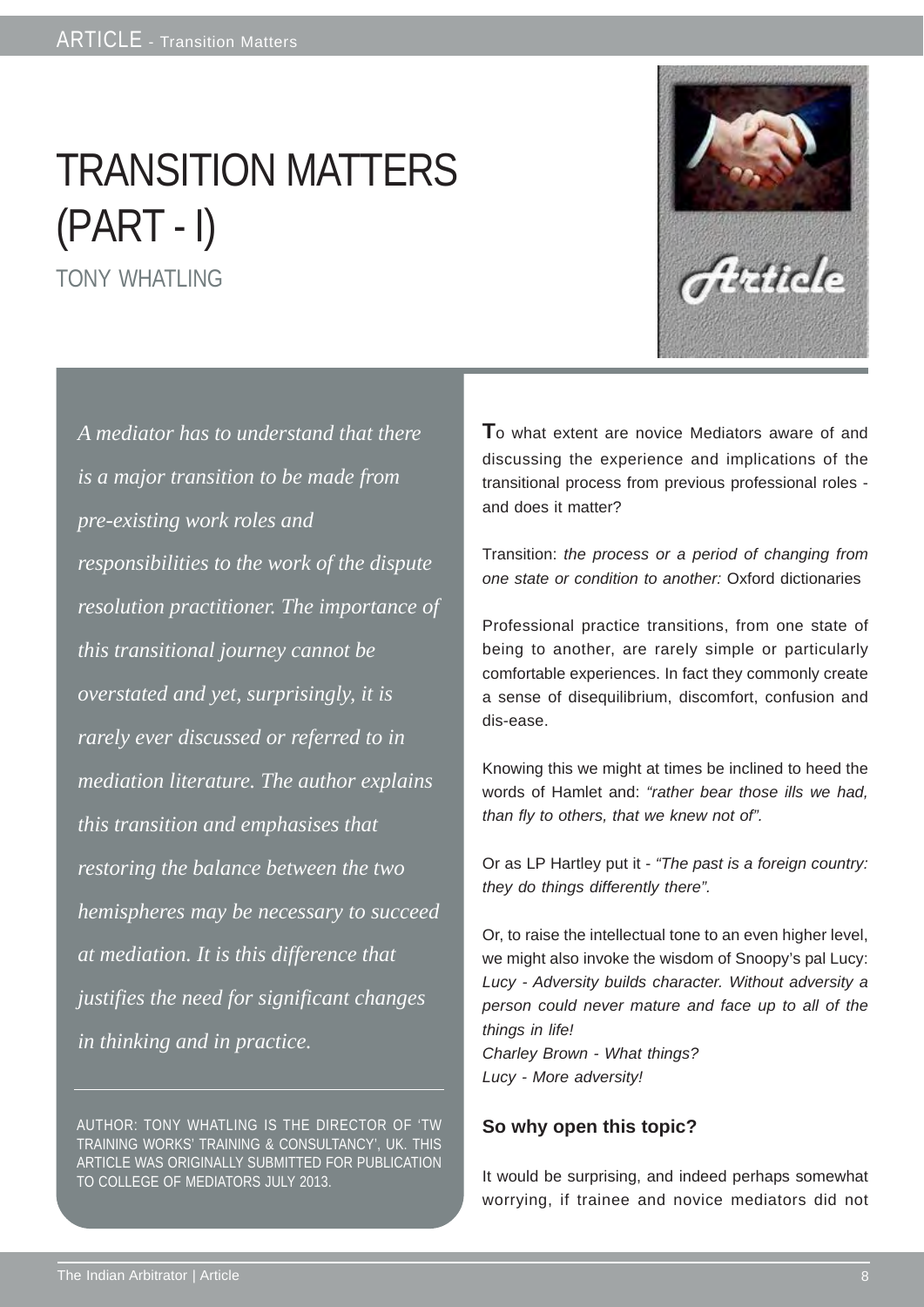# TRANSITION MATTERS (PART - I)

TONY WHATLING

*A mediator has to understand that there is a major transition to be made from pre-existing work roles and responsibilities to the work of the dispute resolution practitioner. The importance of this transitional journey cannot be overstated and yet, surprisingly, it is rarely ever discussed or referred to in mediation literature. The author explains this transition and emphasises that restoring the balance between the two hemispheres may be necessary to succeed at mediation. It is this difference that justifies the need for significant changes in thinking and in practice.*

AUTHOR: TONY WHATLING IS THE DIRECTOR OF 'TW TRAINING WORKS' TRAINING & CONSULTANCY', UK. THIS ARTICLE WAS ORIGINALLY SUBMITTED FOR PUBLICATION TO COLLEGE OF MEDIATORS JULY 2013.

To what extent are novice Mediators aware of and discussing the experience and implications of the transitional process from previous professional roles - and does it matter?

Transition: *the process or a period of changing from one state or condition to another:* Oxford dictionaries

Professional practice transitions, from one state of being to another, are rarely simple or particularly comfortable experiences. In fact they commonly create a sense of disequilibrium, discomfort, confusion and dis-ease.

Knowing this we might at times be inclined to heed the words of Hamlet and: *"rather bear those ills we had, than fly to others, that we knew not of".*

Or as LP Hartley put it - *"The past is a foreign country: they do things differently there".*

Or, to raise the intellectual tone to an even higher level, we might also invoke the wisdom of Snoopy's pal Lucy:
*Lucy - Adversity builds character. Without adversity a person could never mature and face up to all of the things in life!*
*Charley Brown - What things?*
*Lucy - More adversity!*

### So why open this topic?

It would be surprising, and indeed perhaps somewhat worrying, if trainee and novice mediators did not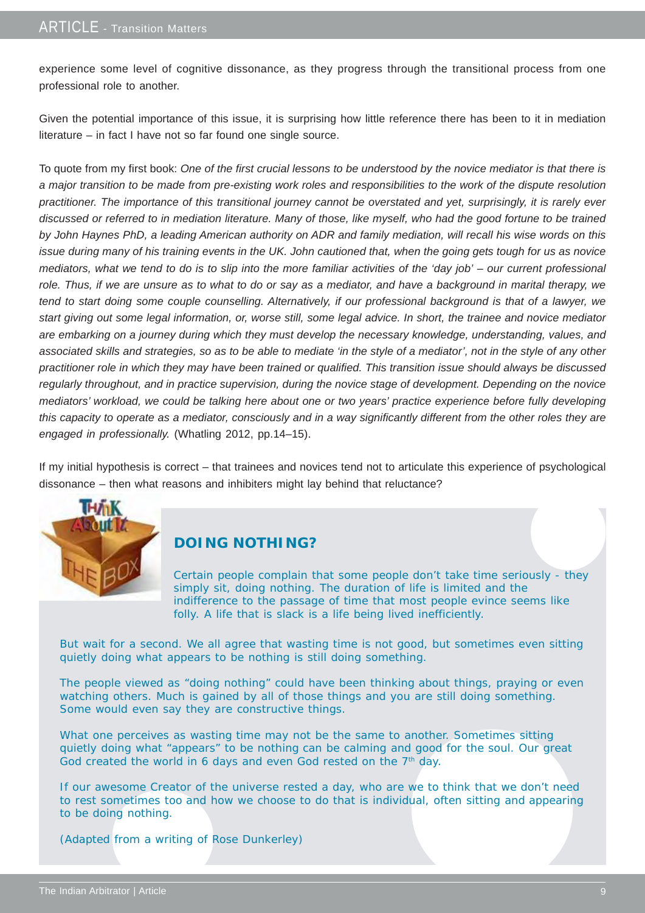experience some level of cognitive dissonance, as they progress through the transitional process from one professional role to another.

Given the potential importance of this issue, it is surprising how little reference there has been to it in mediation literature – in fact I have not so far found one single source.

To quote from my first book: *One of the first crucial lessons to be understood by the novice mediator is that there is a major transition to be made from pre-existing work roles and responsibilities to the work of the dispute resolution practitioner. The importance of this transitional journey cannot be overstated and yet, surprisingly, it is rarely ever discussed or referred to in mediation literature. Many of those, like myself, who had the good fortune to be trained by John Haynes PhD, a leading American authority on ADR and family mediation, will recall his wise words on this issue during many of his training events in the UK. John cautioned that, when the going gets tough for us as novice mediators, what we tend to do is to slip into the more familiar activities of the 'day job' – our current professional role. Thus, if we are unsure as to what to do or say as a mediator, and have a background in marital therapy, we tend to start doing some couple counselling. Alternatively, if our professional background is that of a lawyer, we start giving out some legal information, or, worse still, some legal advice. In short, the trainee and novice mediator are embarking on a journey during which they must develop the necessary knowledge, understanding, values, and associated skills and strategies, so as to be able to mediate 'in the style of a mediator', not in the style of any other practitioner role in which they may have been trained or qualified. This transition issue should always be discussed regularly throughout, and in practice supervision, during the novice stage of development. Depending on the novice mediators' workload, we could be talking here about one or two years' practice experience before fully developing this capacity to operate as a mediator, consciously and in a way significantly different from the other roles they are engaged in professionally.* (Whatling 2012, pp.14–15).

If my initial hypothesis is correct – that trainees and novices tend not to articulate this experience of psychological dissonance – then what reasons and inhibiters might lay behind that reluctance?

## DOING NOTHING?

Certain people complain that some people don't take time seriously - they simply sit, doing nothing. The duration of life is limited and the indifference to the passage of time that most people evince seems like folly. A life that is slack is a life being lived inefficiently.

But wait for a second. We all agree that wasting time is not good, but sometimes even sitting quietly doing what appears to be nothing is still doing something.

The people viewed as "doing nothing" could have been thinking about things, praying or even watching others. Much is gained by all of those things and you are still doing something. Some would even say they are constructive things.

What one perceives as wasting time may not be the same to another. Sometimes sitting quietly doing what "appears" to be nothing can be calming and good for the soul. Our great God created the world in 6 days and even God rested on the 7th day.

If our awesome Creator of the universe rested a day, who are we to think that we don't need to rest sometimes too and how we choose to do that is individual, often sitting and appearing to be doing nothing.

(Adapted from a writing of Rose Dunkerley)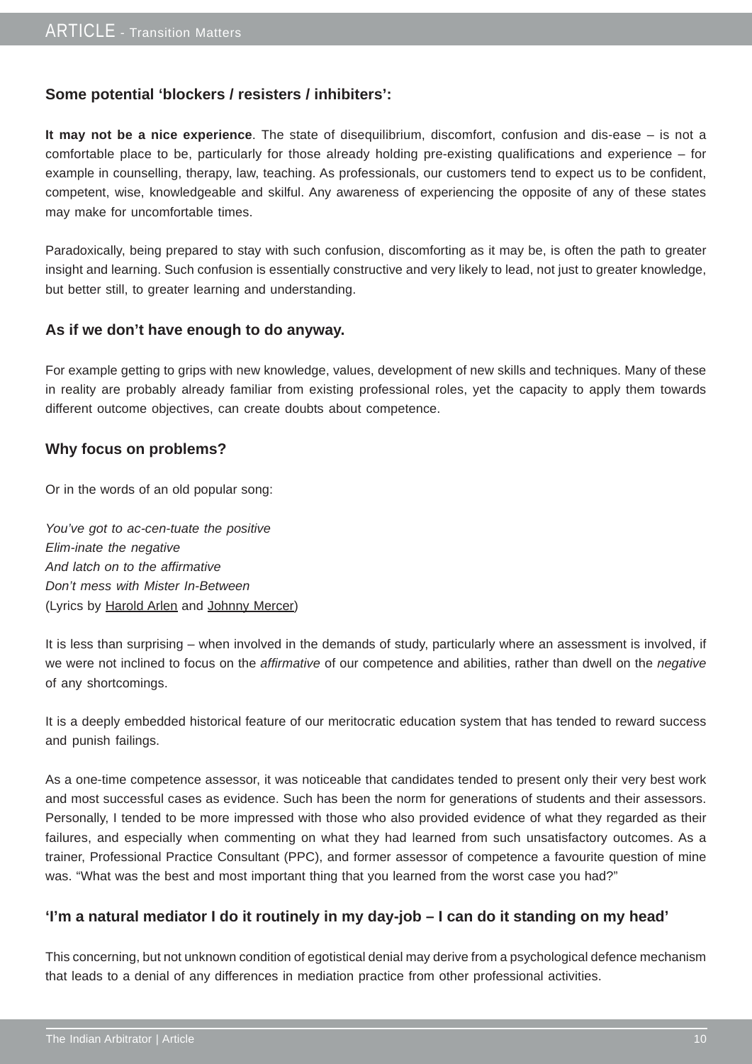### Some potential 'blockers / resisters / inhibiters':

**It may not be a nice experience**. The state of disequilibrium, discomfort, confusion and dis-ease – is not a comfortable place to be, particularly for those already holding pre-existing qualifications and experience – for example in counselling, therapy, law, teaching. As professionals, our customers tend to expect us to be confident, competent, wise, knowledgeable and skilful. Any awareness of experiencing the opposite of any of these states may make for uncomfortable times.

Paradoxically, being prepared to stay with such confusion, discomforting as it may be, is often the path to greater insight and learning. Such confusion is essentially constructive and very likely to lead, not just to greater knowledge, but better still, to greater learning and understanding.

### As if we don't have enough to do anyway.

For example getting to grips with new knowledge, values, development of new skills and techniques. Many of these in reality are probably already familiar from existing professional roles, yet the capacity to apply them towards different outcome objectives, can create doubts about competence.

### Why focus on problems?

Or in the words of an old popular song:

*You've got to ac-cen-tuate the positive*
*Elim-inate the negative*
*And latch on to the affirmative*
*Don't mess with Mister In-Between*
(Lyrics by Harold Arlen and Johnny Mercer)

It is less than surprising – when involved in the demands of study, particularly where an assessment is involved, if we were not inclined to focus on the *affirmative* of our competence and abilities, rather than dwell on the *negative* of any shortcomings.

It is a deeply embedded historical feature of our meritocratic education system that has tended to reward success and punish failings.

As a one-time competence assessor, it was noticeable that candidates tended to present only their very best work and most successful cases as evidence. Such has been the norm for generations of students and their assessors. Personally, I tended to be more impressed with those who also provided evidence of what they regarded as their failures, and especially when commenting on what they had learned from such unsatisfactory outcomes. As a trainer, Professional Practice Consultant (PPC), and former assessor of competence a favourite question of mine was. "What was the best and most important thing that you learned from the worst case you had?"

### 'I'm a natural mediator I do it routinely in my day-job – I can do it standing on my head'

This concerning, but not unknown condition of egotistical denial may derive from a psychological defence mechanism that leads to a denial of any differences in mediation practice from other professional activities.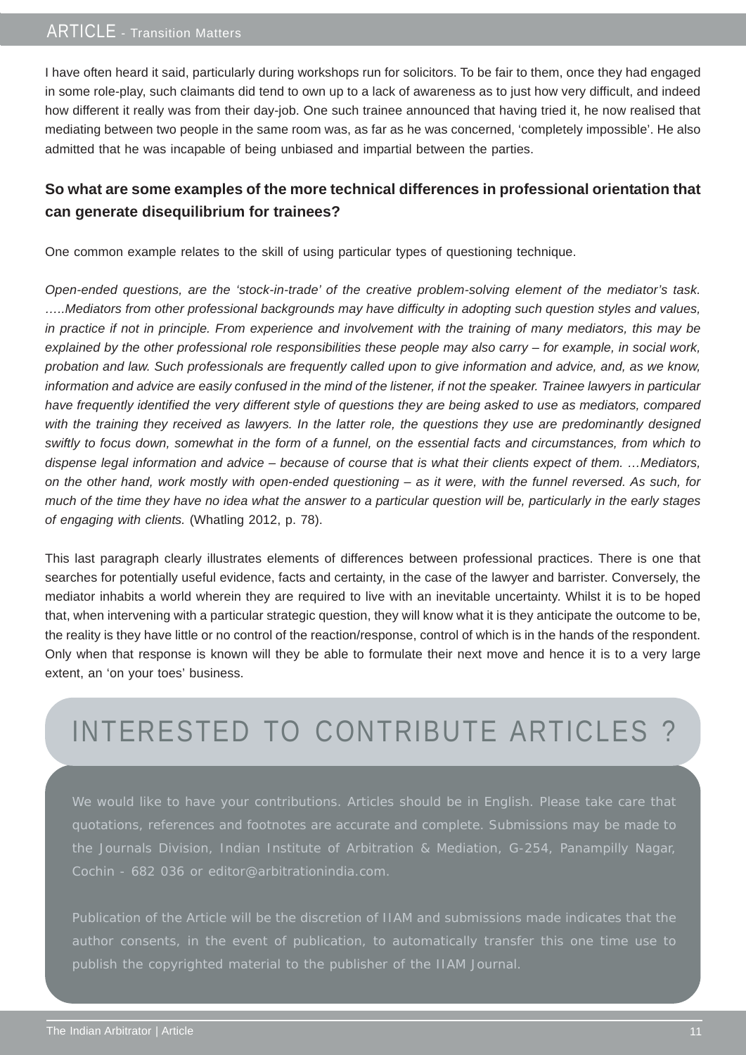I have often heard it said, particularly during workshops run for solicitors. To be fair to them, once they had engaged in some role-play, such claimants did tend to own up to a lack of awareness as to just how very difficult, and indeed how different it really was from their day-job. One such trainee announced that having tried it, he now realised that mediating between two people in the same room was, as far as he was concerned, 'completely impossible'. He also admitted that he was incapable of being unbiased and impartial between the parties.

**So what are some examples of the more technical differences in professional orientation that can generate disequilibrium for trainees?**

One common example relates to the skill of using particular types of questioning technique.

*Open-ended questions, are the 'stock-in-trade' of the creative problem-solving element of the mediator's task. …..Mediators from other professional backgrounds may have difficulty in adopting such question styles and values, in practice if not in principle. From experience and involvement with the training of many mediators, this may be explained by the other professional role responsibilities these people may also carry – for example, in social work, probation and law. Such professionals are frequently called upon to give information and advice, and, as we know, information and advice are easily confused in the mind of the listener, if not the speaker. Trainee lawyers in particular have frequently identified the very different style of questions they are being asked to use as mediators, compared with the training they received as lawyers. In the latter role, the questions they use are predominantly designed swiftly to focus down, somewhat in the form of a funnel, on the essential facts and circumstances, from which to dispense legal information and advice – because of course that is what their clients expect of them. …Mediators, on the other hand, work mostly with open-ended questioning – as it were, with the funnel reversed. As such, for much of the time they have no idea what the answer to a particular question will be, particularly in the early stages of engaging with clients.* (Whatling 2012, p. 78).

This last paragraph clearly illustrates elements of differences between professional practices. There is one that searches for potentially useful evidence, facts and certainty, in the case of the lawyer and barrister. Conversely, the mediator inhabits a world wherein they are required to live with an inevitable uncertainty. Whilst it is to be hoped that, when intervening with a particular strategic question, they will know what it is they anticipate the outcome to be, the reality is they have little or no control of the reaction/response, control of which is in the hands of the respondent. Only when that response is known will they be able to formulate their next move and hence it is to a very large extent, an 'on your toes' business.

## INTERESTED TO CONTRIBUTE ARTICLES ?

We would like to have your contributions. Articles should be in English. Please take care that quotations, references and footnotes are accurate and complete. Submissions may be made to the Journals Division, Indian Institute of Arbitration & Mediation, G-254, Panampilly Nagar, Cochin - 682 036 or editor@arbitrationindia.com.

Publication of the Article will be the discretion of IIAM and submissions made indicates that the author consents, in the event of publication, to automatically transfer this one time use to publish the copyrighted material to the publisher of the IIAM Journal.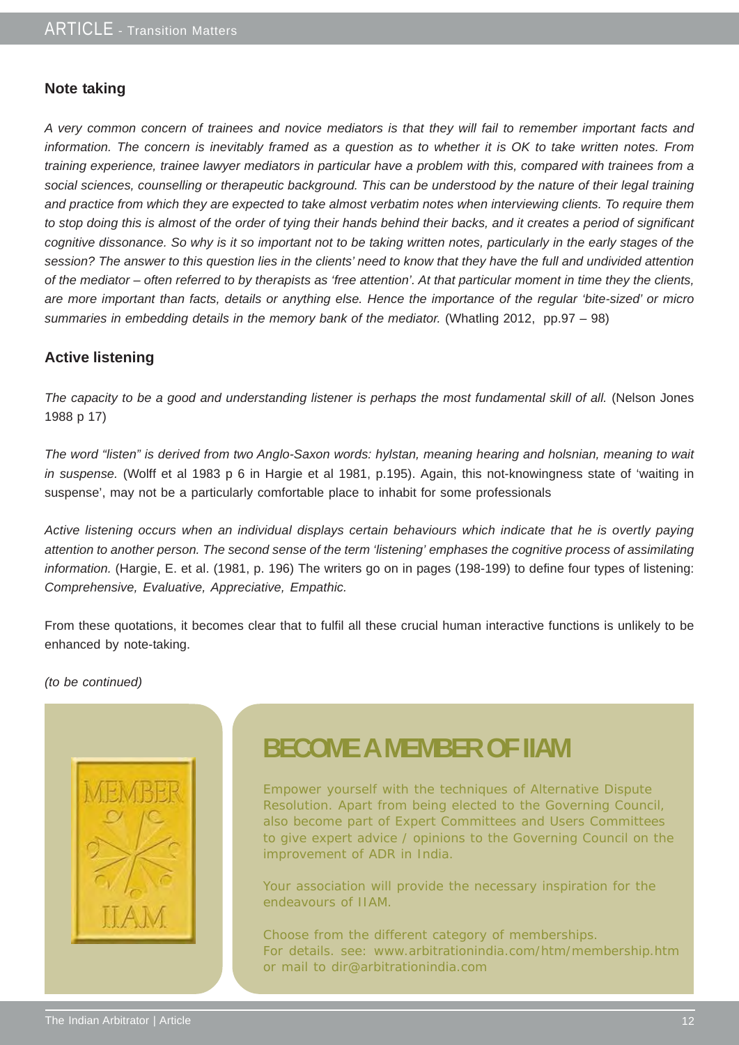### Note taking

*A very common concern of trainees and novice mediators is that they will fail to remember important facts and information. The concern is inevitably framed as a question as to whether it is OK to take written notes. From training experience, trainee lawyer mediators in particular have a problem with this, compared with trainees from a social sciences, counselling or therapeutic background. This can be understood by the nature of their legal training and practice from which they are expected to take almost verbatim notes when interviewing clients. To require them to stop doing this is almost of the order of tying their hands behind their backs, and it creates a period of significant cognitive dissonance. So why is it so important not to be taking written notes, particularly in the early stages of the session? The answer to this question lies in the clients' need to know that they have the full and undivided attention of the mediator – often referred to by therapists as 'free attention'. At that particular moment in time they the clients, are more important than facts, details or anything else. Hence the importance of the regular 'bite-sized' or micro summaries in embedding details in the memory bank of the mediator.* (Whatling 2012, pp.97 – 98)

### Active listening

*The capacity to be a good and understanding listener is perhaps the most fundamental skill of all.* (Nelson Jones 1988 p 17)

*The word "listen" is derived from two Anglo-Saxon words: hylstan, meaning hearing and holsnian, meaning to wait in suspense.* (Wolff et al 1983 p 6 in Hargie et al 1981, p.195). Again, this not-knowingness state of 'waiting in suspense', may not be a particularly comfortable place to inhabit for some professionals

*Active listening occurs when an individual displays certain behaviours which indicate that he is overtly paying attention to another person. The second sense of the term 'listening' emphases the cognitive process of assimilating information.* (Hargie, E. et al. (1981, p. 196) The writers go on in pages (198-199) to define four types of listening: *Comprehensive, Evaluative, Appreciative, Empathic.*

From these quotations, it becomes clear that to fulfil all these crucial human interactive functions is unlikely to be enhanced by note-taking.

*(to be continued)*

MEMBER IIAM

## BECOME A MEMBER OF IIAM

Empower yourself with the techniques of Alternative Dispute Resolution. Apart from being elected to the Governing Council, also become part of Expert Committees and Users Committees to give expert advice / opinions to the Governing Council on the improvement of ADR in India.

Your association will provide the necessary inspiration for the endeavours of IIAM.

Choose from the different category of memberships.
For details. see: www.arbitrationindia.com/htm/membership.htm or mail to dir@arbitrationindia.com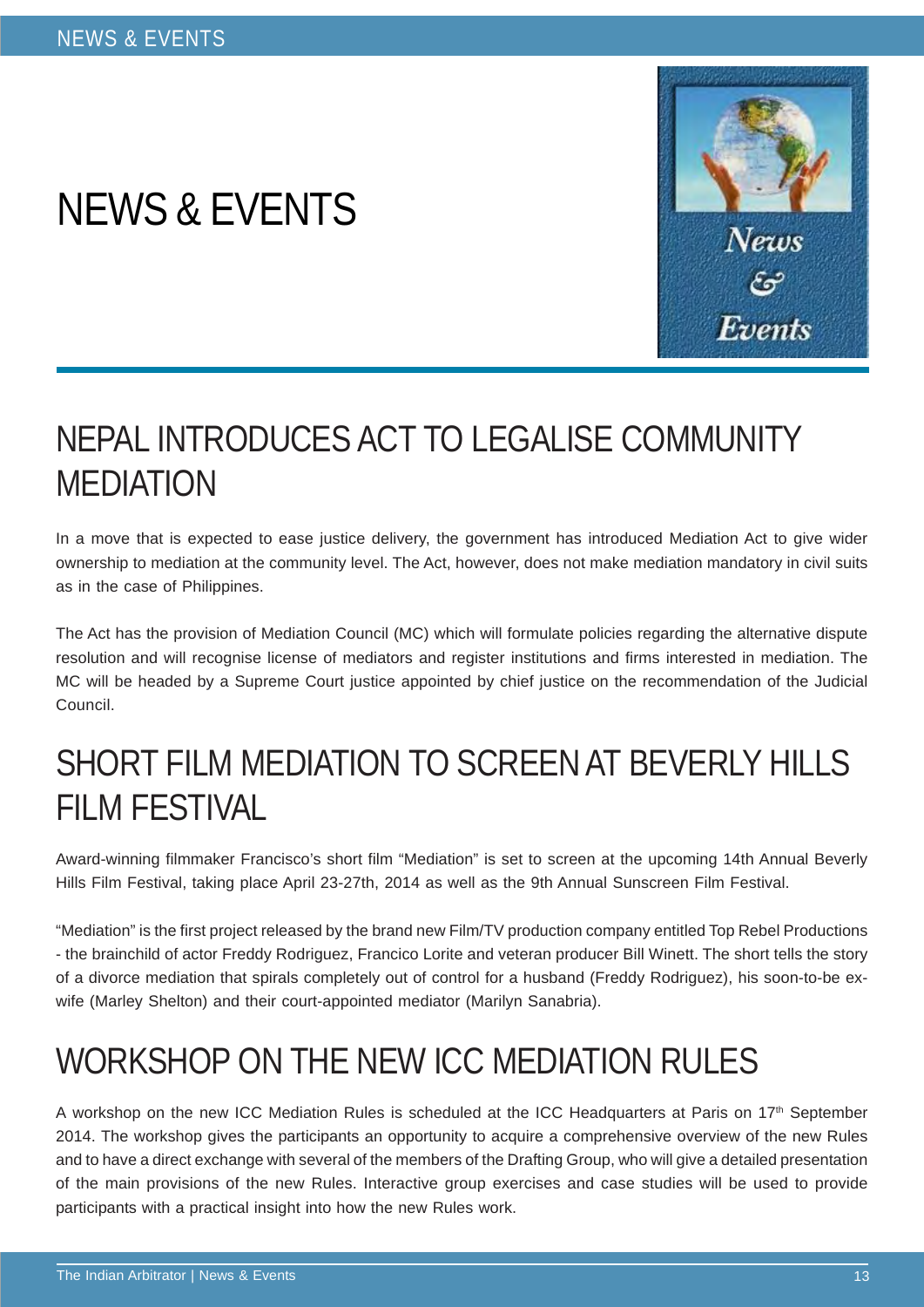# NEWS & EVENTS

## NEPAL INTRODUCES ACT TO LEGALISE COMMUNITY MEDIATION

In a move that is expected to ease justice delivery, the government has introduced Mediation Act to give wider ownership to mediation at the community level. The Act, however, does not make mediation mandatory in civil suits as in the case of Philippines.

The Act has the provision of Mediation Council (MC) which will formulate policies regarding the alternative dispute resolution and will recognise license of mediators and register institutions and firms interested in mediation. The MC will be headed by a Supreme Court justice appointed by chief justice on the recommendation of the Judicial Council.

## SHORT FILM MEDIATION TO SCREEN AT BEVERLY HILLS FILM FESTIVAL

Award-winning filmmaker Francisco's short film "Mediation" is set to screen at the upcoming 14th Annual Beverly Hills Film Festival, taking place April 23-27th, 2014 as well as the 9th Annual Sunscreen Film Festival.

"Mediation" is the first project released by the brand new Film/TV production company entitled Top Rebel Productions - the brainchild of actor Freddy Rodriguez, Francico Lorite and veteran producer Bill Winett. The short tells the story of a divorce mediation that spirals completely out of control for a husband (Freddy Rodriguez), his soon-to-be ex-wife (Marley Shelton) and their court-appointed mediator (Marilyn Sanabria).

## WORKSHOP ON THE NEW ICC MEDIATION RULES

A workshop on the new ICC Mediation Rules is scheduled at the ICC Headquarters at Paris on 17th September 2014. The workshop gives the participants an opportunity to acquire a comprehensive overview of the new Rules and to have a direct exchange with several of the members of the Drafting Group, who will give a detailed presentation of the main provisions of the new Rules. Interactive group exercises and case studies will be used to provide participants with a practical insight into how the new Rules work.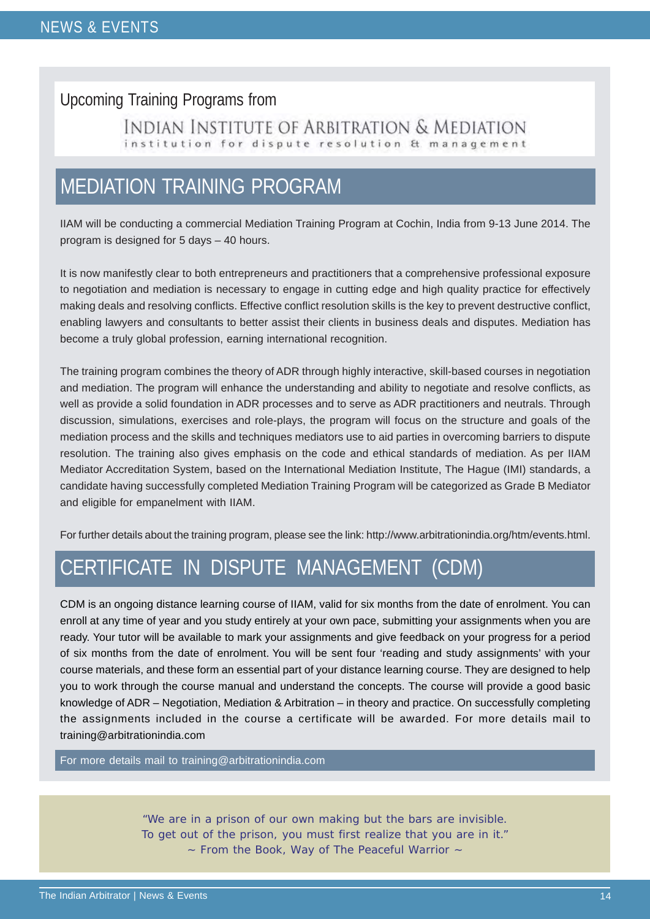Upcoming Training Programs from

INDIAN INSTITUTE OF ARBITRATION & MEDIATION
institution for dispute resolution & management

## MEDIATION TRAINING PROGRAM

IIAM will be conducting a commercial Mediation Training Program at Cochin, India from 9-13 June 2014. The program is designed for 5 days – 40 hours.

It is now manifestly clear to both entrepreneurs and practitioners that a comprehensive professional exposure to negotiation and mediation is necessary to engage in cutting edge and high quality practice for effectively making deals and resolving conflicts. Effective conflict resolution skills is the key to prevent destructive conflict, enabling lawyers and consultants to better assist their clients in business deals and disputes. Mediation has become a truly global profession, earning international recognition.

The training program combines the theory of ADR through highly interactive, skill-based courses in negotiation and mediation. The program will enhance the understanding and ability to negotiate and resolve conflicts, as well as provide a solid foundation in ADR processes and to serve as ADR practitioners and neutrals. Through discussion, simulations, exercises and role-plays, the program will focus on the structure and goals of the mediation process and the skills and techniques mediators use to aid parties in overcoming barriers to dispute resolution. The training also gives emphasis on the code and ethical standards of mediation. As per IIAM Mediator Accreditation System, based on the International Mediation Institute, The Hague (IMI) standards, a candidate having successfully completed Mediation Training Program will be categorized as Grade B Mediator and eligible for empanelment with IIAM.

For further details about the training program, please see the link: http://www.arbitrationindia.org/htm/events.html.

## CERTIFICATE IN DISPUTE MANAGEMENT (CDM)

CDM is an ongoing distance learning course of IIAM, valid for six months from the date of enrolment. You can enroll at any time of year and you study entirely at your own pace, submitting your assignments when you are ready. Your tutor will be available to mark your assignments and give feedback on your progress for a period of six months from the date of enrolment. You will be sent four 'reading and study assignments' with your course materials, and these form an essential part of your distance learning course. They are designed to help you to work through the course manual and understand the concepts. The course will provide a good basic knowledge of ADR – Negotiation, Mediation & Arbitration – in theory and practice. On successfully completing the assignments included in the course a certificate will be awarded. For more details mail to training@arbitrationindia.com

For more details mail to training@arbitrationindia.com

*"We are in a prison of our own making but the bars are invisible.*
*To get out of the prison, you must first realize that you are in it."*
*~ From the Book, Way of The Peaceful Warrior ~*